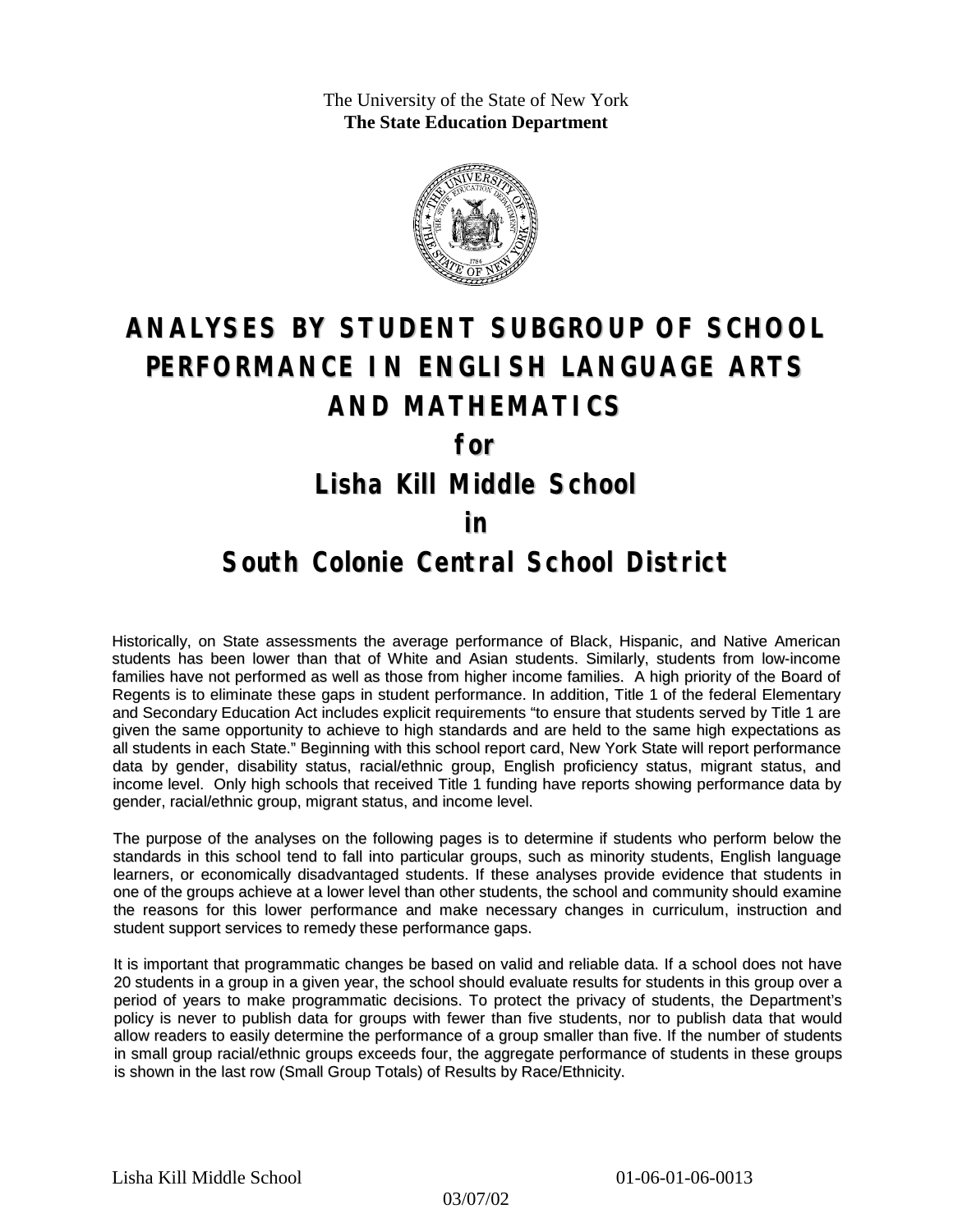The University of the State of New York
**The State Education Department**

# ANALYSES BY STUDENT SUBGROUP OF SCHOOL PERFORMANCE IN ENGLISH LANGUAGE ARTS AND MATHEMATICS

## for

## Lisha Kill Middle School

## in

## South Colonie Central School District

Historically, on State assessments the average performance of Black, Hispanic, and Native American students has been lower than that of White and Asian students. Similarly, students from low-income families have not performed as well as those from higher income families. A high priority of the Board of Regents is to eliminate these gaps in student performance. In addition, Title 1 of the federal Elementary and Secondary Education Act includes explicit requirements "to ensure that students served by Title 1 are given the same opportunity to achieve to high standards and are held to the same high expectations as all students in each State." Beginning with this school report card, New York State will report performance data by gender, disability status, racial/ethnic group, English proficiency status, migrant status, and income level. Only high schools that received Title 1 funding have reports showing performance data by gender, racial/ethnic group, migrant status, and income level.

The purpose of the analyses on the following pages is to determine if students who perform below the standards in this school tend to fall into particular groups, such as minority students, English language learners, or economically disadvantaged students. If these analyses provide evidence that students in one of the groups achieve at a lower level than other students, the school and community should examine the reasons for this lower performance and make necessary changes in curriculum, instruction and student support services to remedy these performance gaps.

It is important that programmatic changes be based on valid and reliable data. If a school does not have 20 students in a group in a given year, the school should evaluate results for students in this group over a period of years to make programmatic decisions. To protect the privacy of students, the Department's policy is never to publish data for groups with fewer than five students, nor to publish data that would allow readers to easily determine the performance of a group smaller than five. If the number of students in small group racial/ethnic groups exceeds four, the aggregate performance of students in these groups is shown in the last row (Small Group Totals) of Results by Race/Ethnicity.

Lisha Kill Middle School 01-06-01-06-0013

03/07/02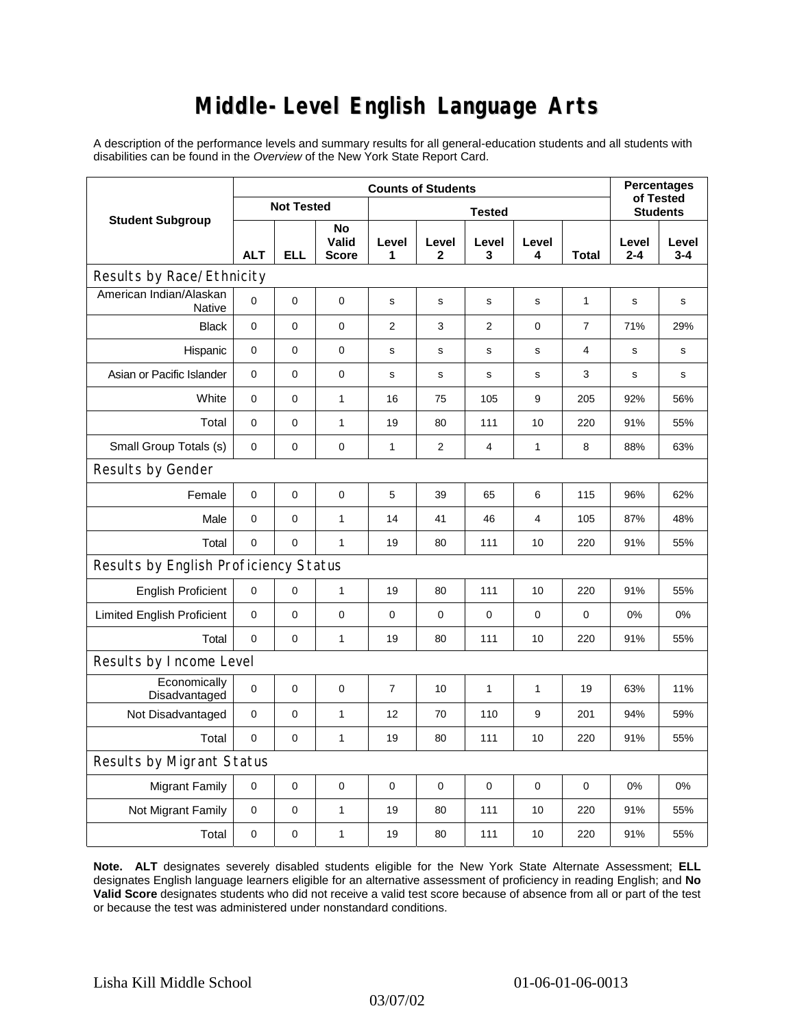# Middle-Level English Language Arts

A description of the performance levels and summary results for all general-education students and all students with disabilities can be found in the *Overview* of the New York State Report Card.

| Student Subgroup | Counts of Students | | | | | | | | Percentages of Tested Students | |
|---|---|---|---|---|---|---|---|---|---|---|
| | Not Tested | | | Tested | | | | | | |
| | ALT | ELL | No Valid Score | Level 1 | Level 2 | Level 3 | Level 4 | Total | Level 2-4 | Level 3-4 |
| **Results by Race/Ethnicity** | | | | | | | | | | |
| American Indian/Alaskan Native | 0 | 0 | 0 | s | s | s | s | 1 | s | s |
| Black | 0 | 0 | 0 | 2 | 3 | 2 | 0 | 7 | 71% | 29% |
| Hispanic | 0 | 0 | 0 | s | s | s | s | 4 | s | s |
| Asian or Pacific Islander | 0 | 0 | 0 | s | s | s | s | 3 | s | s |
| White | 0 | 0 | 1 | 16 | 75 | 105 | 9 | 205 | 92% | 56% |
| Total | 0 | 0 | 1 | 19 | 80 | 111 | 10 | 220 | 91% | 55% |
| Small Group Totals (s) | 0 | 0 | 0 | 1 | 2 | 4 | 1 | 8 | 88% | 63% |
| **Results by Gender** | | | | | | | | | | |
| Female | 0 | 0 | 0 | 5 | 39 | 65 | 6 | 115 | 96% | 62% |
| Male | 0 | 0 | 1 | 14 | 41 | 46 | 4 | 105 | 87% | 48% |
| Total | 0 | 0 | 1 | 19 | 80 | 111 | 10 | 220 | 91% | 55% |
| **Results by English Proficiency Status** | | | | | | | | | | |
| English Proficient | 0 | 0 | 1 | 19 | 80 | 111 | 10 | 220 | 91% | 55% |
| Limited English Proficient | 0 | 0 | 0 | 0 | 0 | 0 | 0 | 0 | 0% | 0% |
| Total | 0 | 0 | 1 | 19 | 80 | 111 | 10 | 220 | 91% | 55% |
| **Results by Income Level** | | | | | | | | | | |
| Economically Disadvantaged | 0 | 0 | 0 | 7 | 10 | 1 | 1 | 19 | 63% | 11% |
| Not Disadvantaged | 0 | 0 | 1 | 12 | 70 | 110 | 9 | 201 | 94% | 59% |
| Total | 0 | 0 | 1 | 19 | 80 | 111 | 10 | 220 | 91% | 55% |
| **Results by Migrant Status** | | | | | | | | | | |
| Migrant Family | 0 | 0 | 0 | 0 | 0 | 0 | 0 | 0 | 0% | 0% |
| Not Migrant Family | 0 | 0 | 1 | 19 | 80 | 111 | 10 | 220 | 91% | 55% |
| Total | 0 | 0 | 1 | 19 | 80 | 111 | 10 | 220 | 91% | 55% |

**Note. ALT** designates severely disabled students eligible for the New York State Alternate Assessment; **ELL** designates English language learners eligible for an alternative assessment of proficiency in reading English; and **No Valid Score** designates students who did not receive a valid test score because of absence from all or part of the test or because the test was administered under nonstandard conditions.

Lisha Kill Middle School 01-06-01-06-0013

03/07/02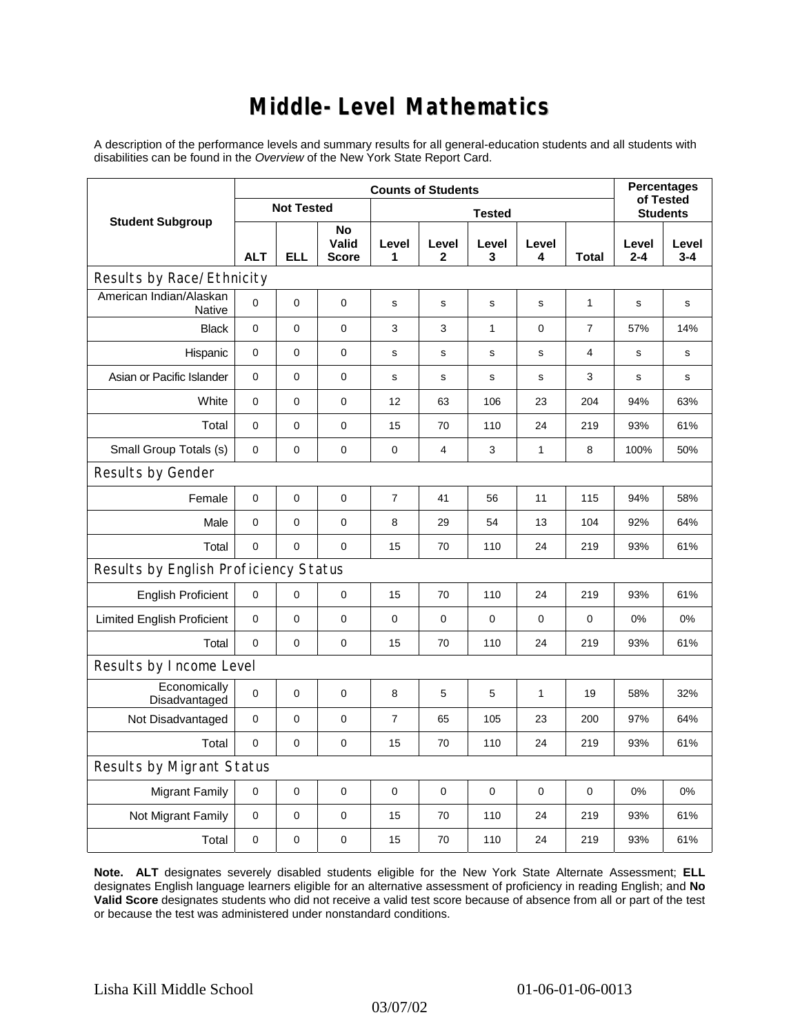# Middle-Level Mathematics

A description of the performance levels and summary results for all general-education students and all students with disabilities can be found in the *Overview* of the New York State Report Card.

| Student Subgroup | Counts of Students | | | | | | | | Percentages of Tested Students | |
|---|---|---|---|---|---|---|---|---|---|---|
| | Not Tested | | | Tested | | | | | | |
| | ALT | ELL | No Valid Score | Level 1 | Level 2 | Level 3 | Level 4 | Total | Level 2-4 | Level 3-4 |
| **Results by Race/Ethnicity** | | | | | | | | | | |
| American Indian/Alaskan Native | 0 | 0 | 0 | s | s | s | s | 1 | s | s |
| Black | 0 | 0 | 0 | 3 | 3 | 1 | 0 | 7 | 57% | 14% |
| Hispanic | 0 | 0 | 0 | s | s | s | s | 4 | s | s |
| Asian or Pacific Islander | 0 | 0 | 0 | s | s | s | s | 3 | s | s |
| White | 0 | 0 | 0 | 12 | 63 | 106 | 23 | 204 | 94% | 63% |
| Total | 0 | 0 | 0 | 15 | 70 | 110 | 24 | 219 | 93% | 61% |
| Small Group Totals (s) | 0 | 0 | 0 | 0 | 4 | 3 | 1 | 8 | 100% | 50% |
| **Results by Gender** | | | | | | | | | | |
| Female | 0 | 0 | 0 | 7 | 41 | 56 | 11 | 115 | 94% | 58% |
| Male | 0 | 0 | 0 | 8 | 29 | 54 | 13 | 104 | 92% | 64% |
| Total | 0 | 0 | 0 | 15 | 70 | 110 | 24 | 219 | 93% | 61% |
| **Results by English Proficiency Status** | | | | | | | | | | |
| English Proficient | 0 | 0 | 0 | 15 | 70 | 110 | 24 | 219 | 93% | 61% |
| Limited English Proficient | 0 | 0 | 0 | 0 | 0 | 0 | 0 | 0 | 0% | 0% |
| Total | 0 | 0 | 0 | 15 | 70 | 110 | 24 | 219 | 93% | 61% |
| **Results by Income Level** | | | | | | | | | | |
| Economically Disadvantaged | 0 | 0 | 0 | 8 | 5 | 5 | 1 | 19 | 58% | 32% |
| Not Disadvantaged | 0 | 0 | 0 | 7 | 65 | 105 | 23 | 200 | 97% | 64% |
| Total | 0 | 0 | 0 | 15 | 70 | 110 | 24 | 219 | 93% | 61% |
| **Results by Migrant Status** | | | | | | | | | | |
| Migrant Family | 0 | 0 | 0 | 0 | 0 | 0 | 0 | 0 | 0% | 0% |
| Not Migrant Family | 0 | 0 | 0 | 15 | 70 | 110 | 24 | 219 | 93% | 61% |
| Total | 0 | 0 | 0 | 15 | 70 | 110 | 24 | 219 | 93% | 61% |

**Note. ALT** designates severely disabled students eligible for the New York State Alternate Assessment; **ELL** designates English language learners eligible for an alternative assessment of proficiency in reading English; and **No Valid Score** designates students who did not receive a valid test score because of absence from all or part of the test or because the test was administered under nonstandard conditions.

Lisha Kill Middle School 01-06-01-06-0013

03/07/02